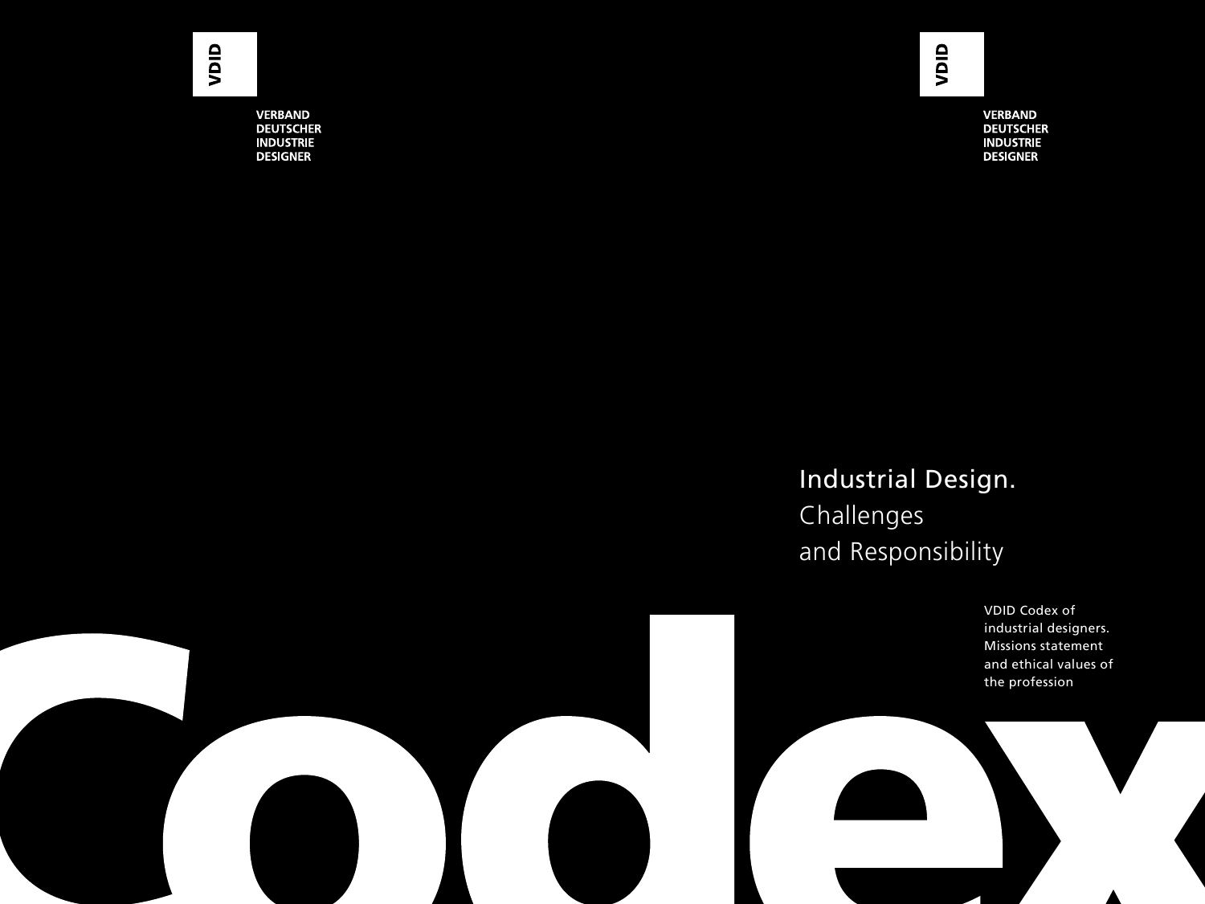VDID

VERBAND
DEUTSCHER
INDUSTRIE
DESIGNER

# Industrial Design.
## Challenges and Responsibility

VDID Codex of industrial designers. Missions statement and ethical values of the profession

# Codex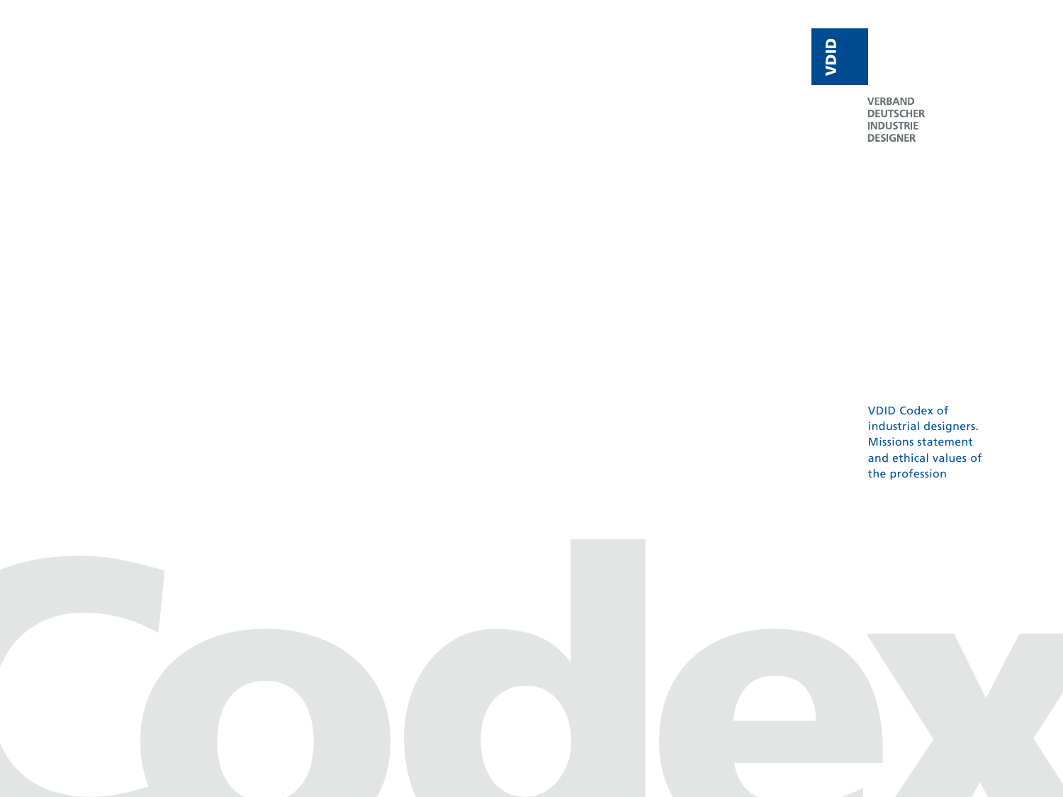VDID

VERBAND
DEUTSCHER
INDUSTRIE
DESIGNER

VDID Codex of industrial designers. Missions statement and ethical values of the profession

# Codex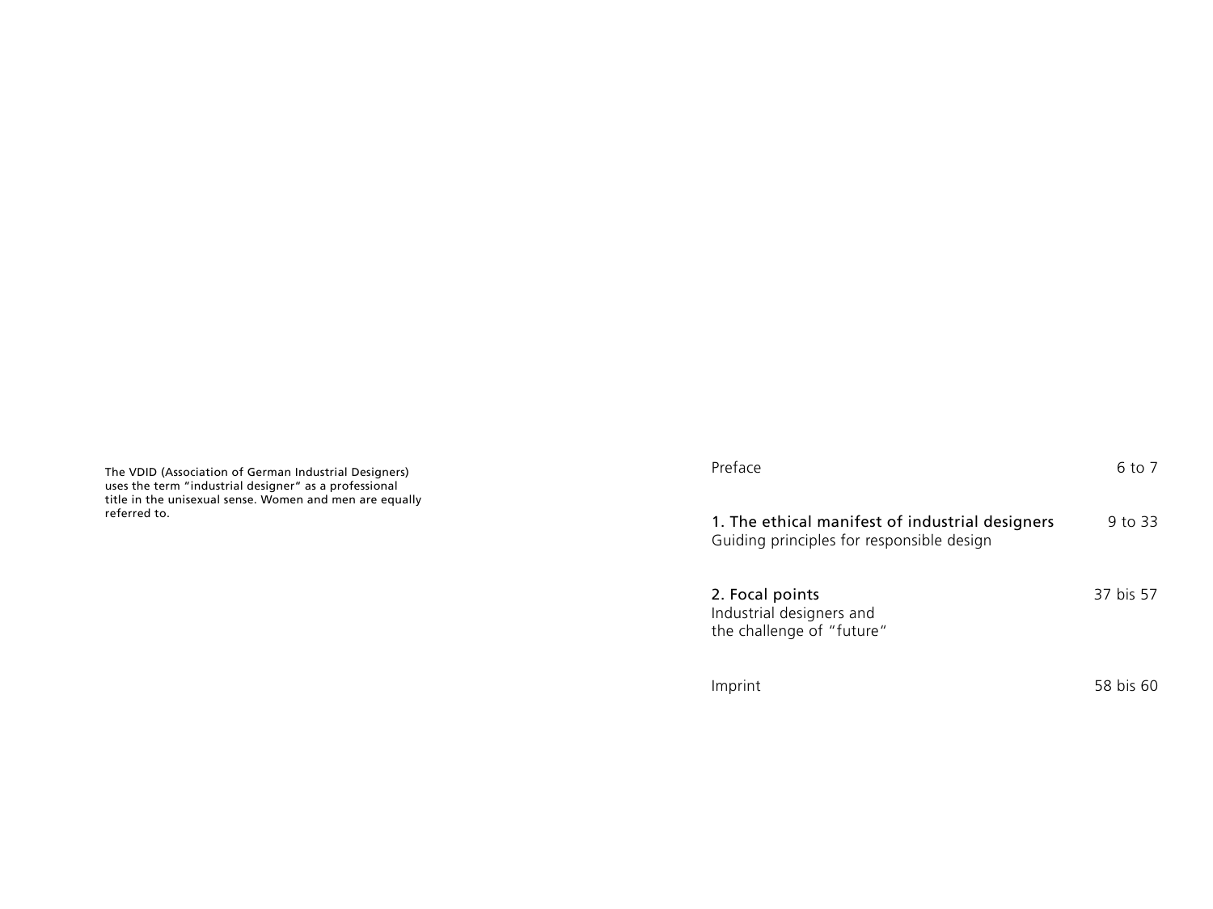The VDID (Association of German Industrial Designers) uses the term "industrial designer" as a professional title in the unisexual sense. Women and men are equally referred to.

| | |
|---|---|
| Preface | 6 to 7 |
| **1. The ethical manifest of industrial designers**<br>Guiding principles for responsible design | 9 to 33 |
| **2. Focal points**<br>Industrial designers and the challenge of "future" | 37 bis 57 |
| Imprint | 58 bis 60 |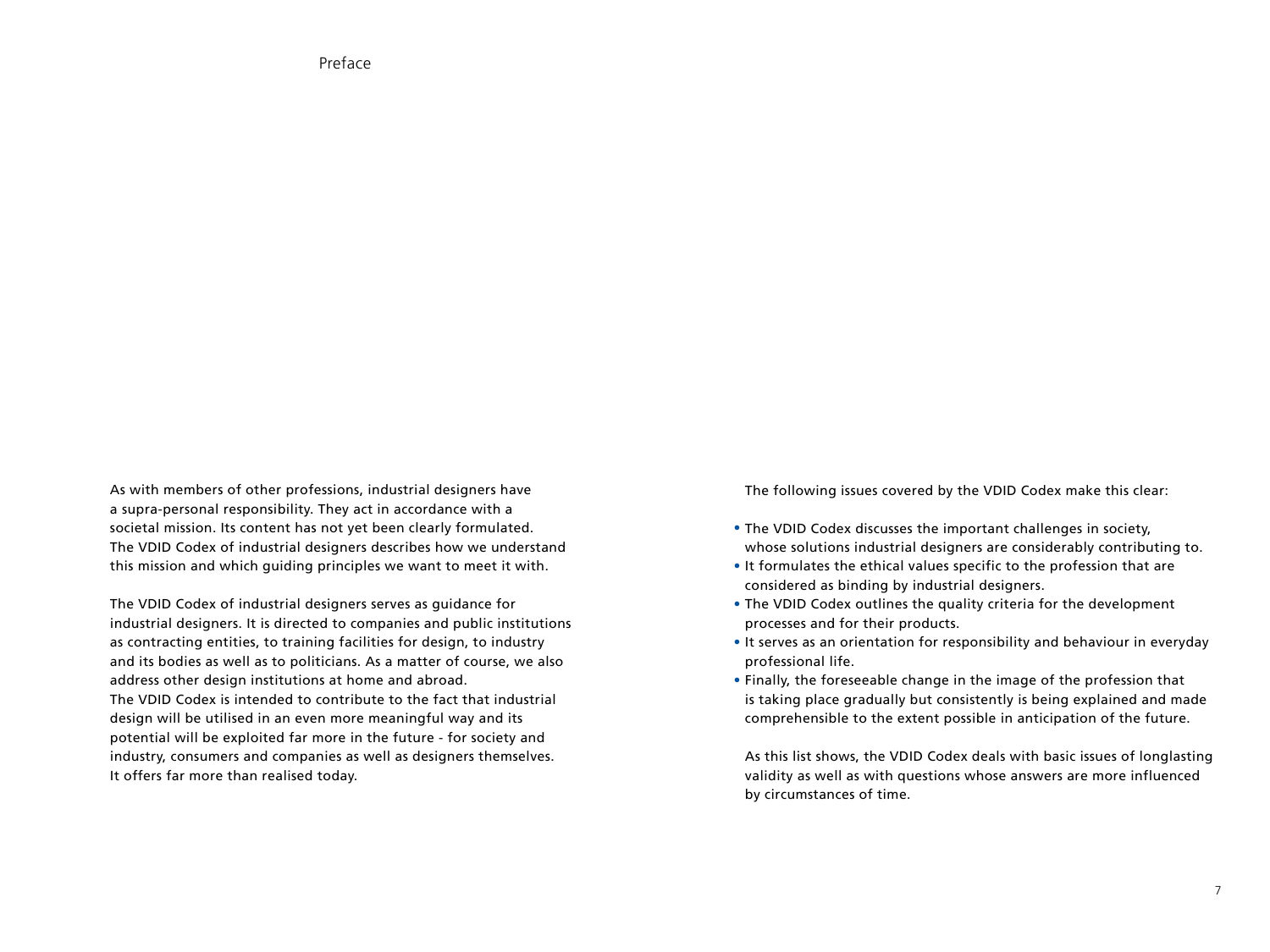# Preface

As with members of other professions, industrial designers have a supra-personal responsibility. They act in accordance with a societal mission. Its content has not yet been clearly formulated. The VDID Codex of industrial designers describes how we understand this mission and which guiding principles we want to meet it with.

The VDID Codex of industrial designers serves as guidance for industrial designers. It is directed to companies and public institutions as contracting entities, to training facilities for design, to industry and its bodies as well as to politicians. As a matter of course, we also address other design institutions at home and abroad.
The VDID Codex is intended to contribute to the fact that industrial design will be utilised in an even more meaningful way and its potential will be exploited far more in the future - for society and industry, consumers and companies as well as designers themselves. It offers far more than realised today.

The following issues covered by the VDID Codex make this clear:

- The VDID Codex discusses the important challenges in society, whose solutions industrial designers are considerably contributing to.
- It formulates the ethical values specific to the profession that are considered as binding by industrial designers.
- The VDID Codex outlines the quality criteria for the development processes and for their products.
- It serves as an orientation for responsibility and behaviour in everyday professional life.
- Finally, the foreseeable change in the image of the profession that is taking place gradually but consistently is being explained and made comprehensible to the extent possible in anticipation of the future.

As this list shows, the VDID Codex deals with basic issues of longlasting validity as well as with questions whose answers are more influenced by circumstances of time.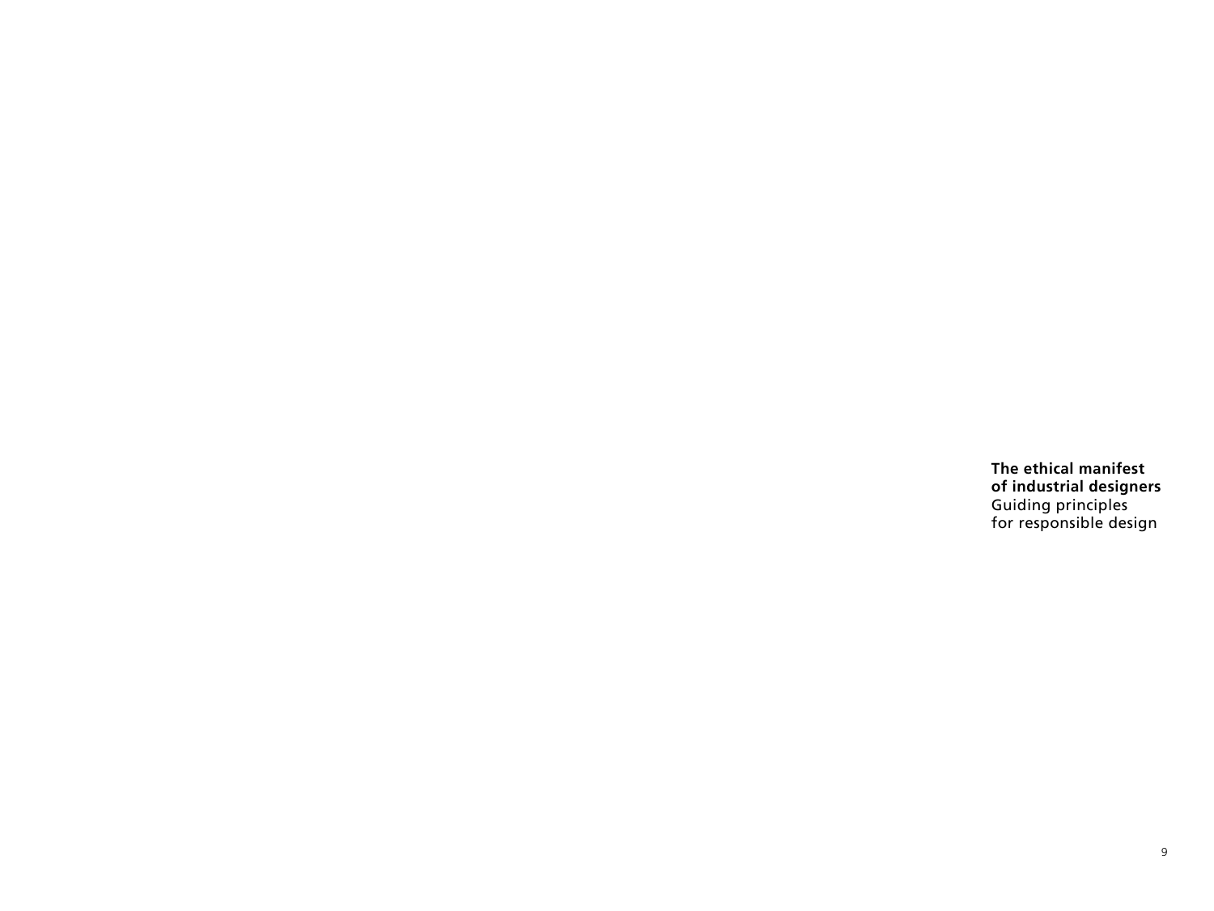**The ethical manifest of industrial designers**
Guiding principles for responsible design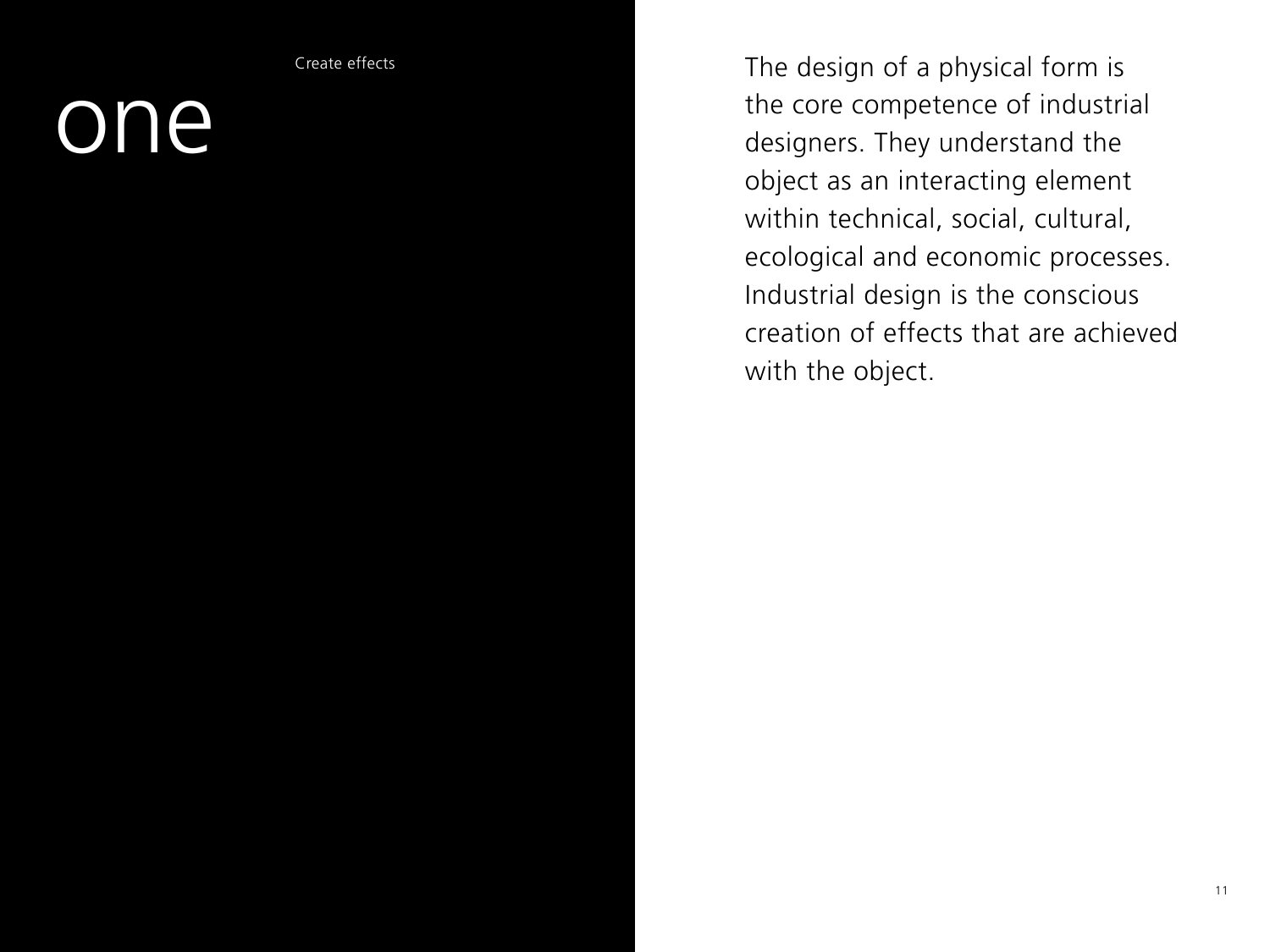# one

Create effects

The design of a physical form is the core competence of industrial designers. They understand the object as an interacting element within technical, social, cultural, ecological and economic processes. Industrial design is the conscious creation of effects that are achieved with the object.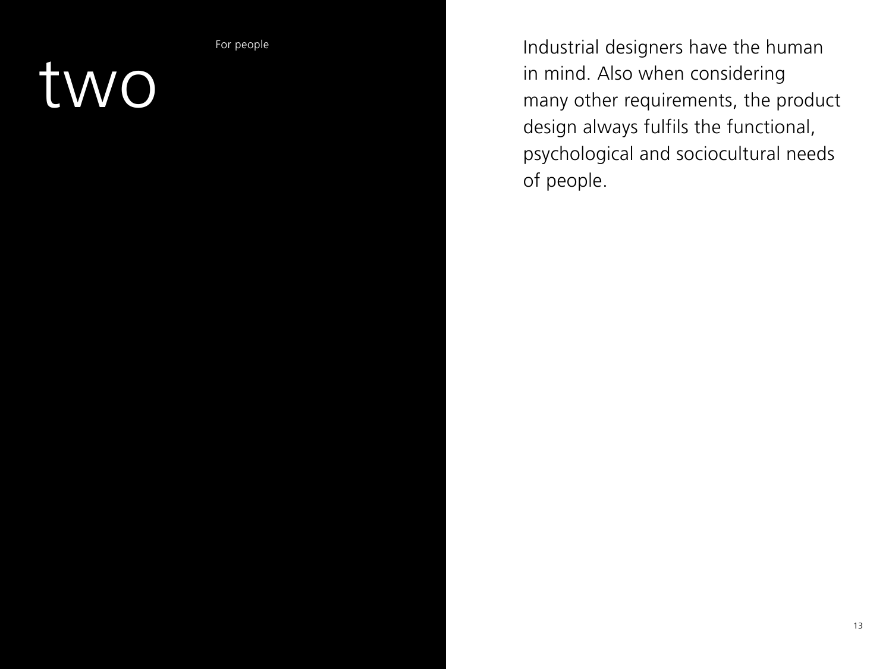# two

For people

Industrial designers have the human in mind. Also when considering many other requirements, the product design always fulfils the functional, psychological and sociocultural needs of people.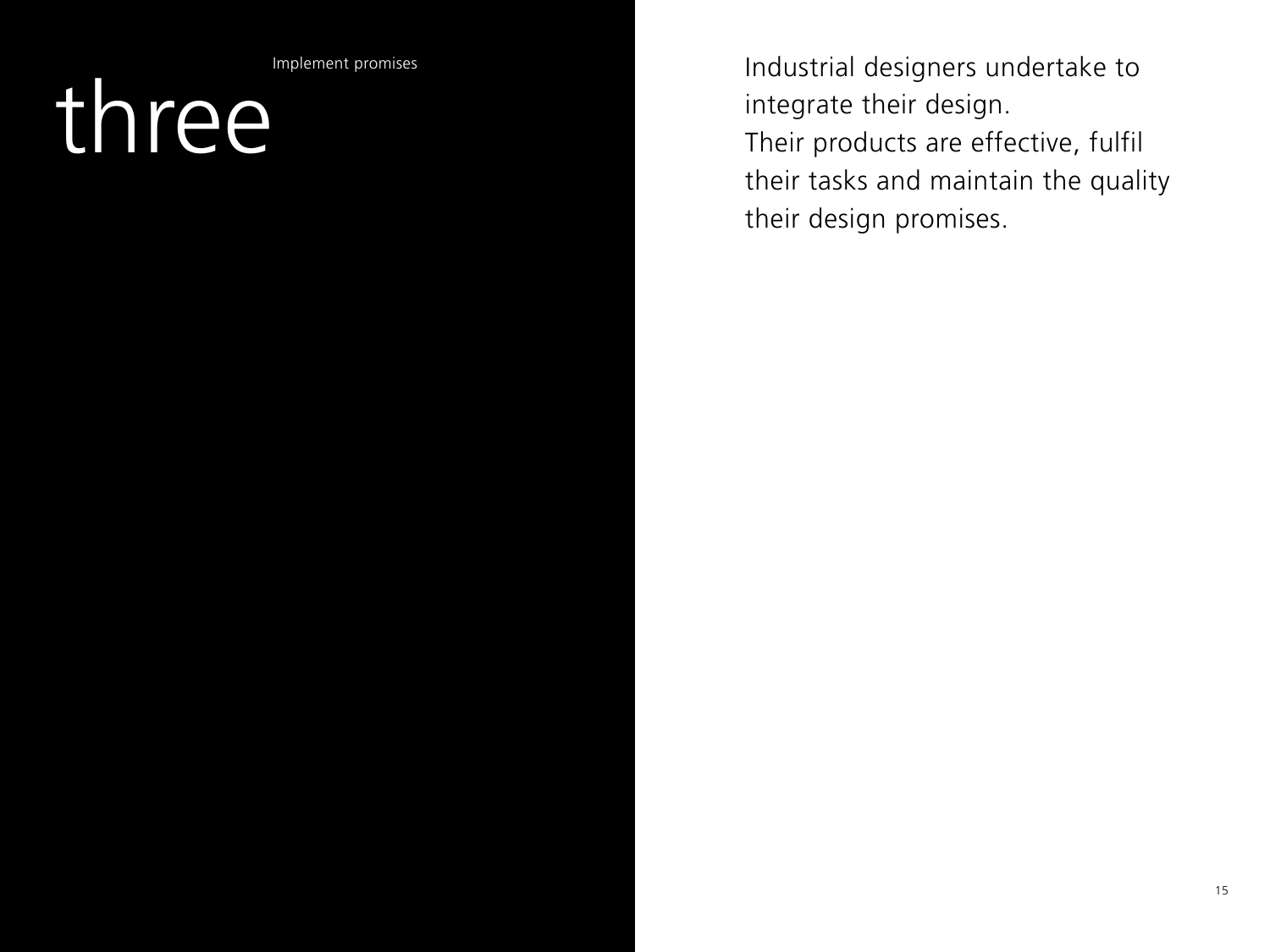# three

Implement promises

Industrial designers undertake to integrate their design.
Their products are effective, fulfil their tasks and maintain the quality their design promises.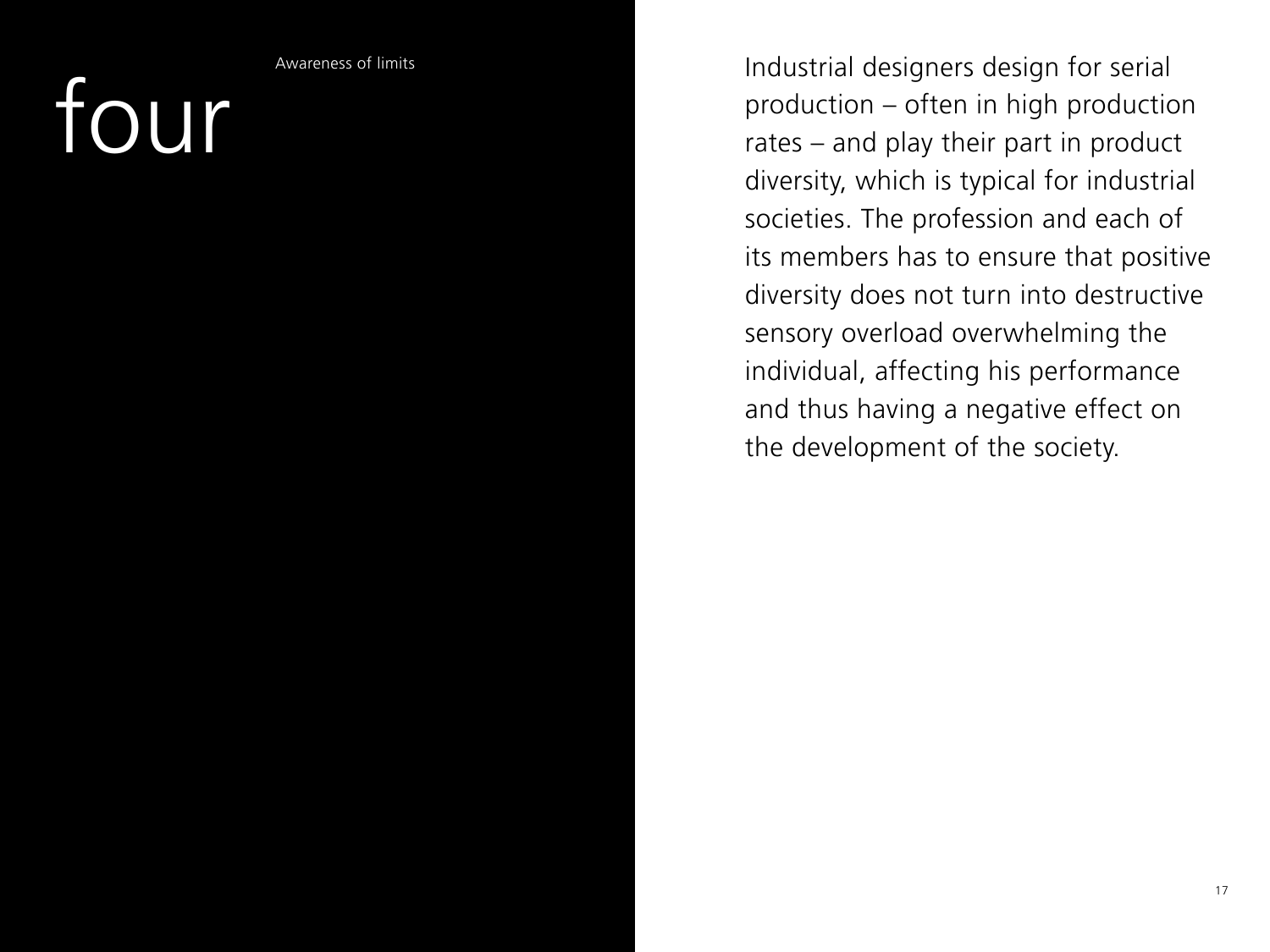# four

## Awareness of limits

Industrial designers design for serial production – often in high production rates – and play their part in product diversity, which is typical for industrial societies. The profession and each of its members has to ensure that positive diversity does not turn into destructive sensory overload overwhelming the individual, affecting his performance and thus having a negative effect on the development of the society.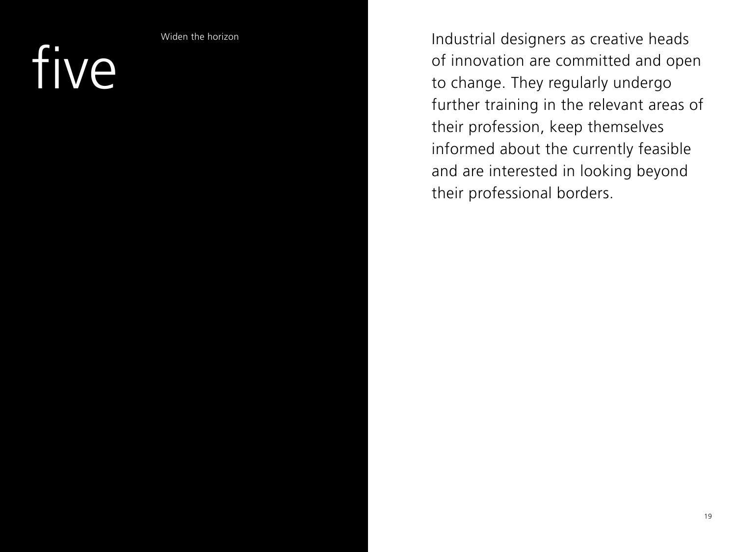# five

Widen the horizon

Industrial designers as creative heads of innovation are committed and open to change. They regularly undergo further training in the relevant areas of their profession, keep themselves informed about the currently feasible and are interested in looking beyond their professional borders.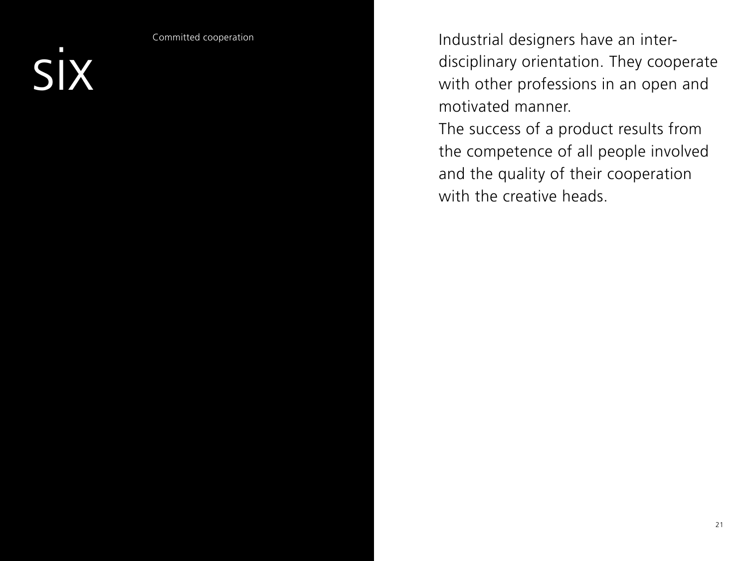# six

## Committed cooperation

Industrial designers have an interdisciplinary orientation. They cooperate with other professions in an open and motivated manner.
The success of a product results from the competence of all people involved and the quality of their cooperation with the creative heads.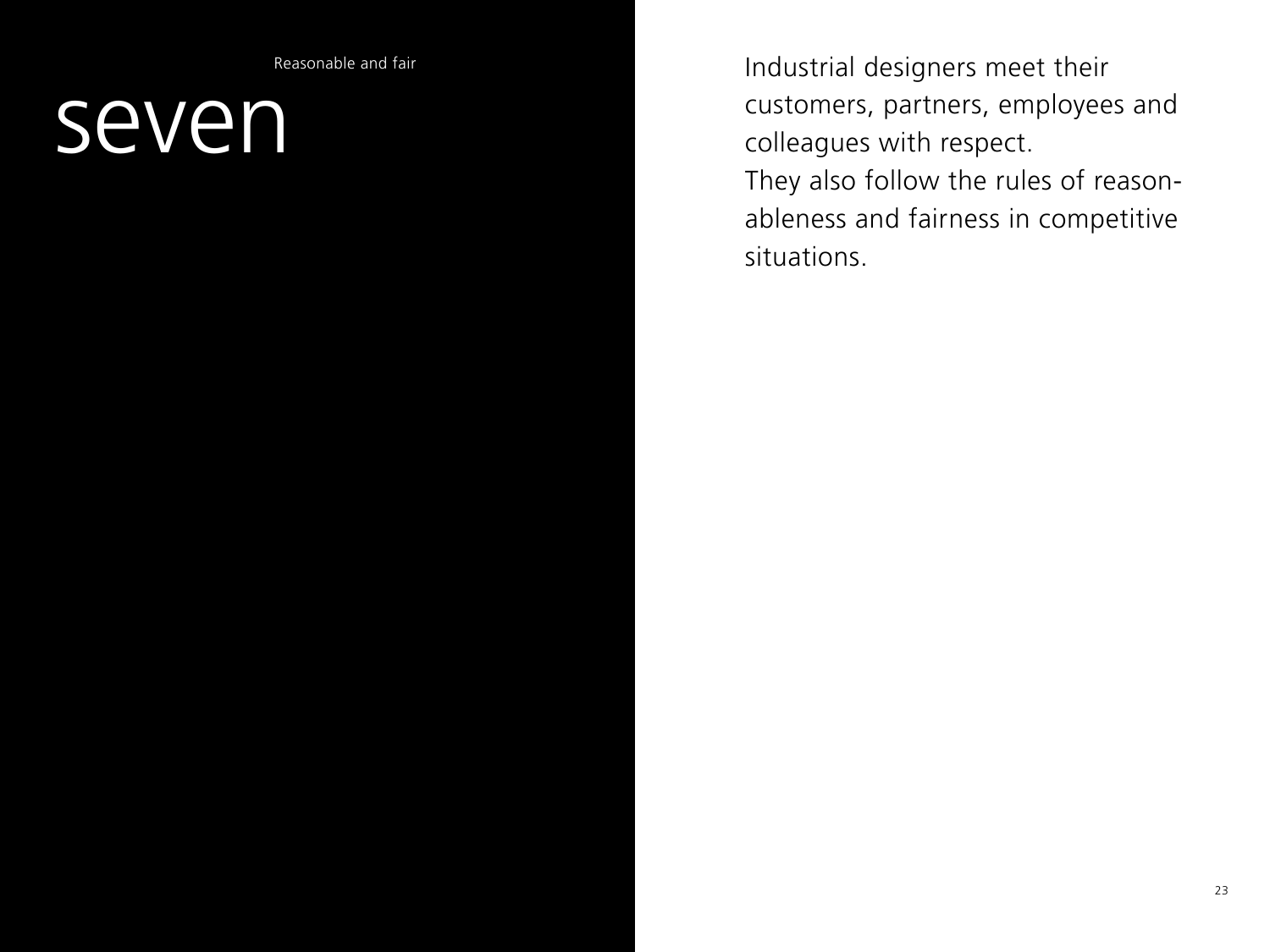Reasonable and fair

# seven

Industrial designers meet their customers, partners, employees and colleagues with respect.
They also follow the rules of reasonableness and fairness in competitive situations.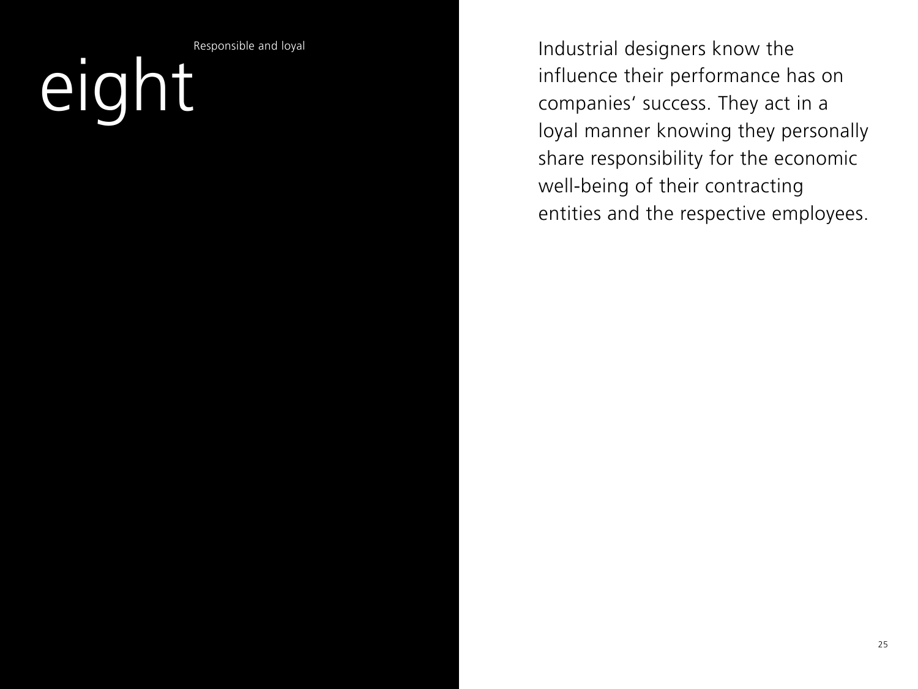# eight

## Responsible and loyal

Industrial designers know the influence their performance has on companies' success. They act in a loyal manner knowing they personally share responsibility for the economic well-being of their contracting entities and the respective employees.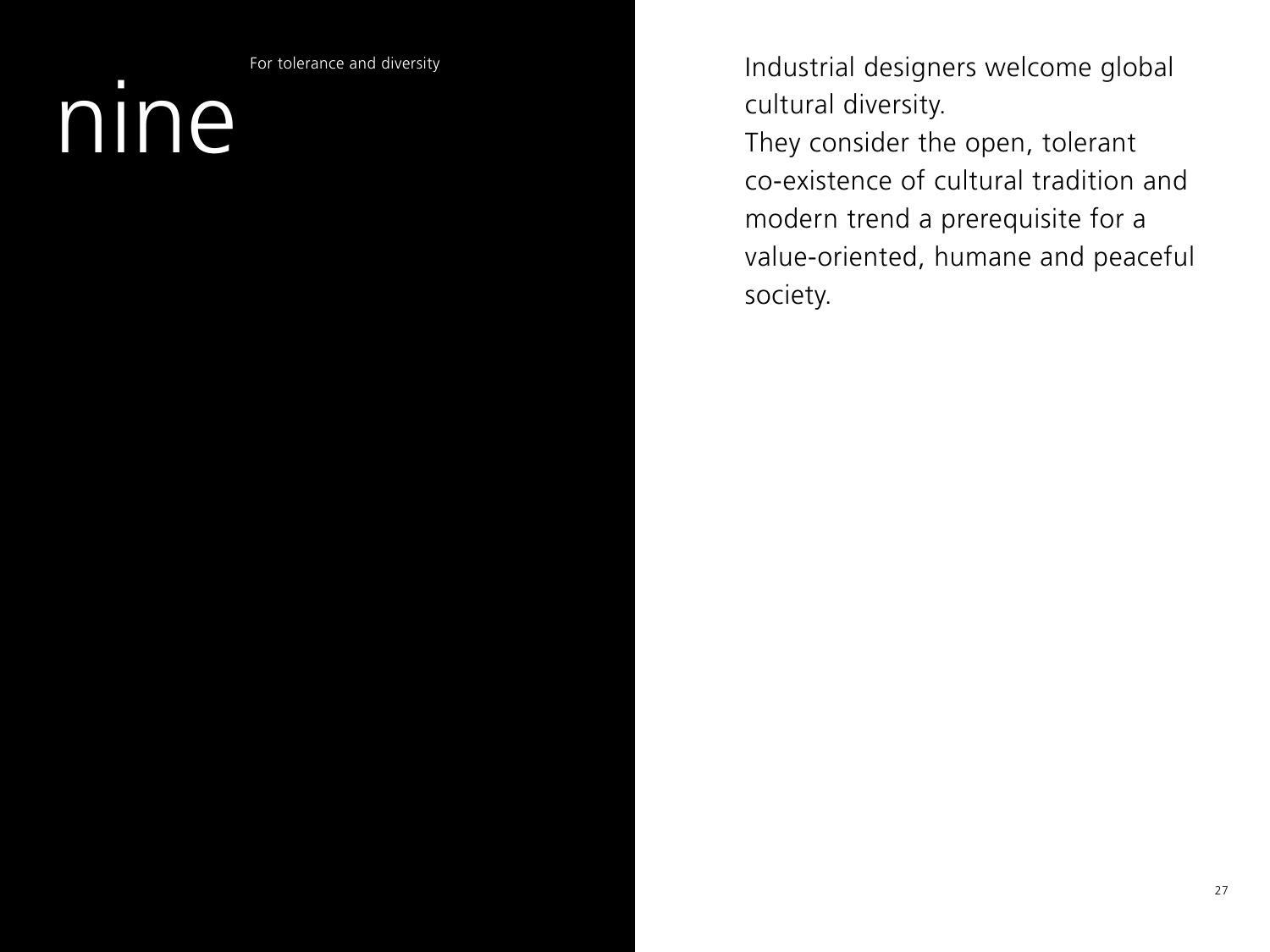# nine

For tolerance and diversity

Industrial designers welcome global cultural diversity.
They consider the open, tolerant co-existence of cultural tradition and modern trend a prerequisite for a value-oriented, humane and peaceful society.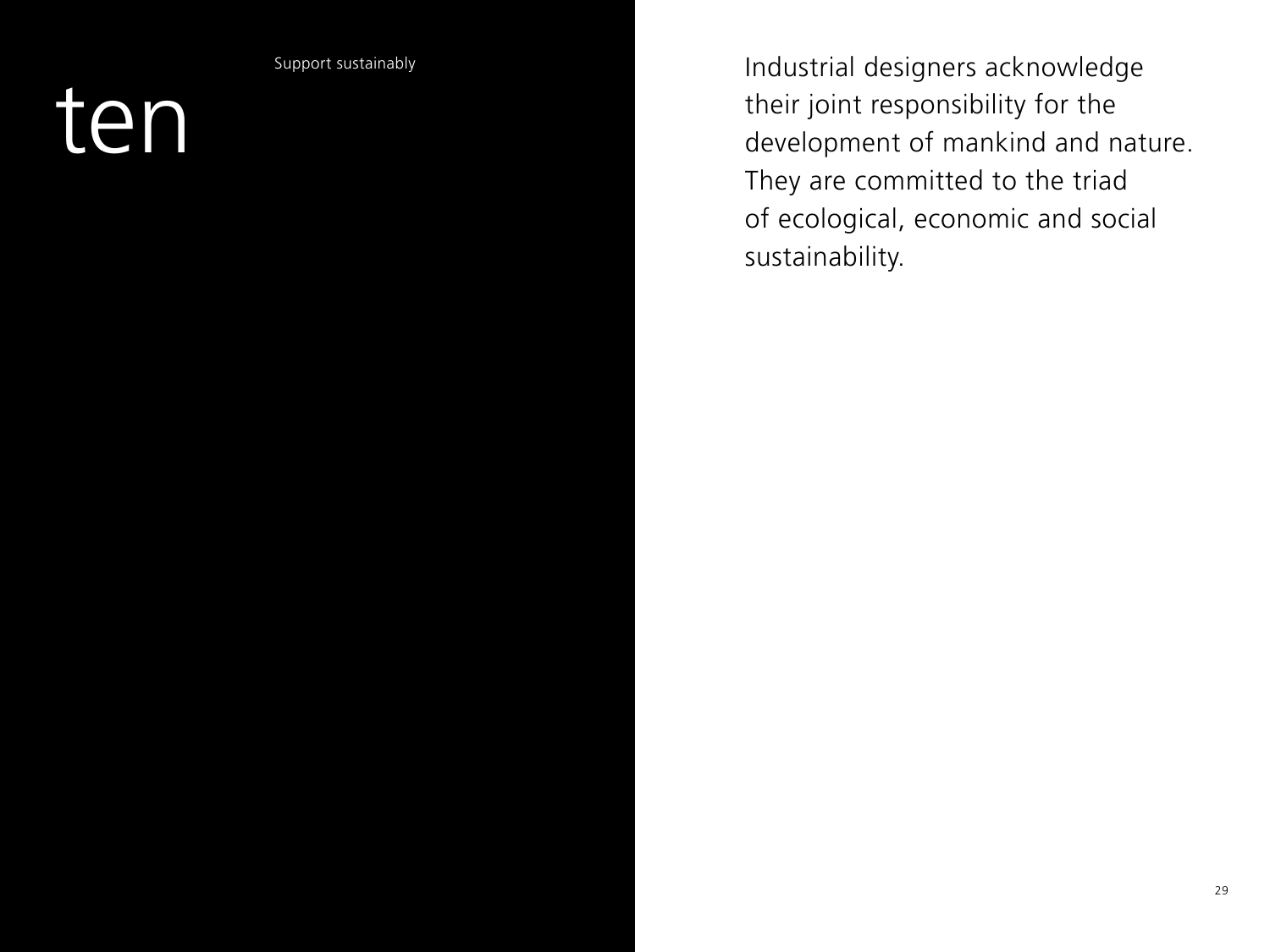# ten

Support sustainably

Industrial designers acknowledge their joint responsibility for the development of mankind and nature. They are committed to the triad of ecological, economic and social sustainability.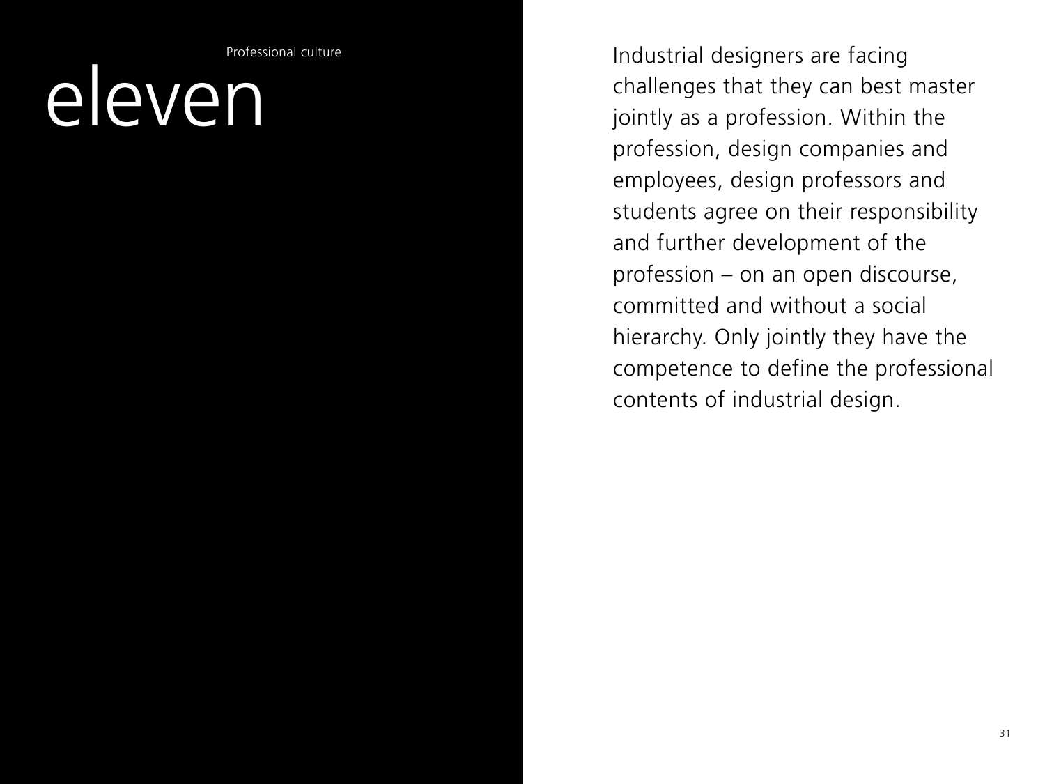Professional culture

# eleven

Industrial designers are facing challenges that they can best master jointly as a profession. Within the profession, design companies and employees, design professors and students agree on their responsibility and further development of the profession – on an open discourse, committed and without a social hierarchy. Only jointly they have the competence to define the professional contents of industrial design.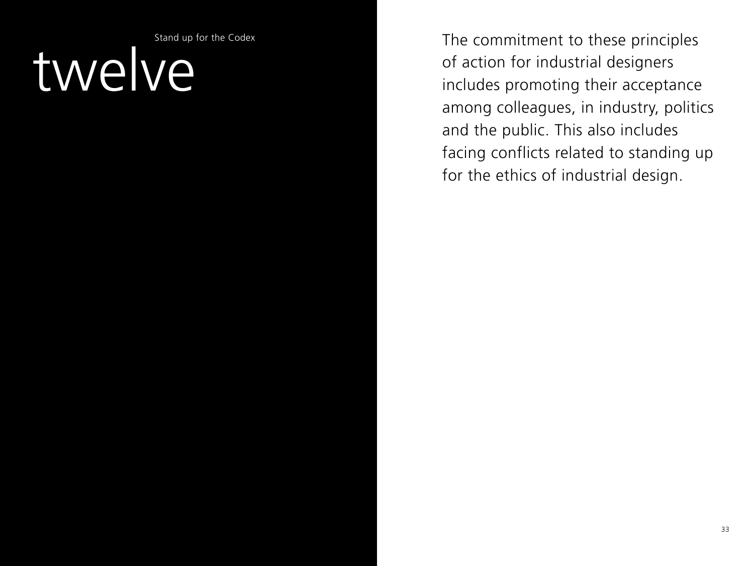Stand up for the Codex

# twelve

The commitment to these principles of action for industrial designers includes promoting their acceptance among colleagues, in industry, politics and the public. This also includes facing conflicts related to standing up for the ethics of industrial design.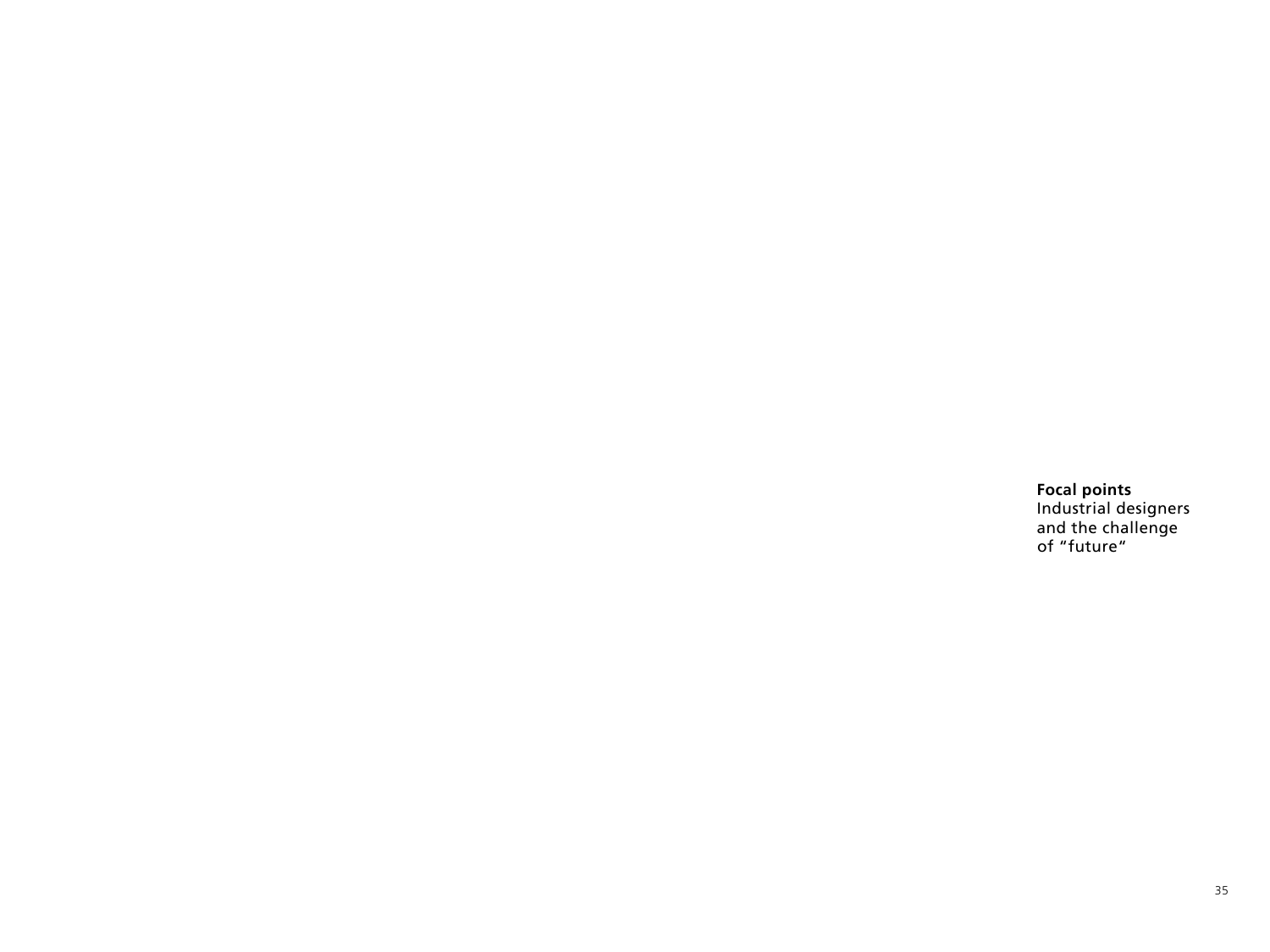**Focal points**
Industrial designers
and the challenge
of “future“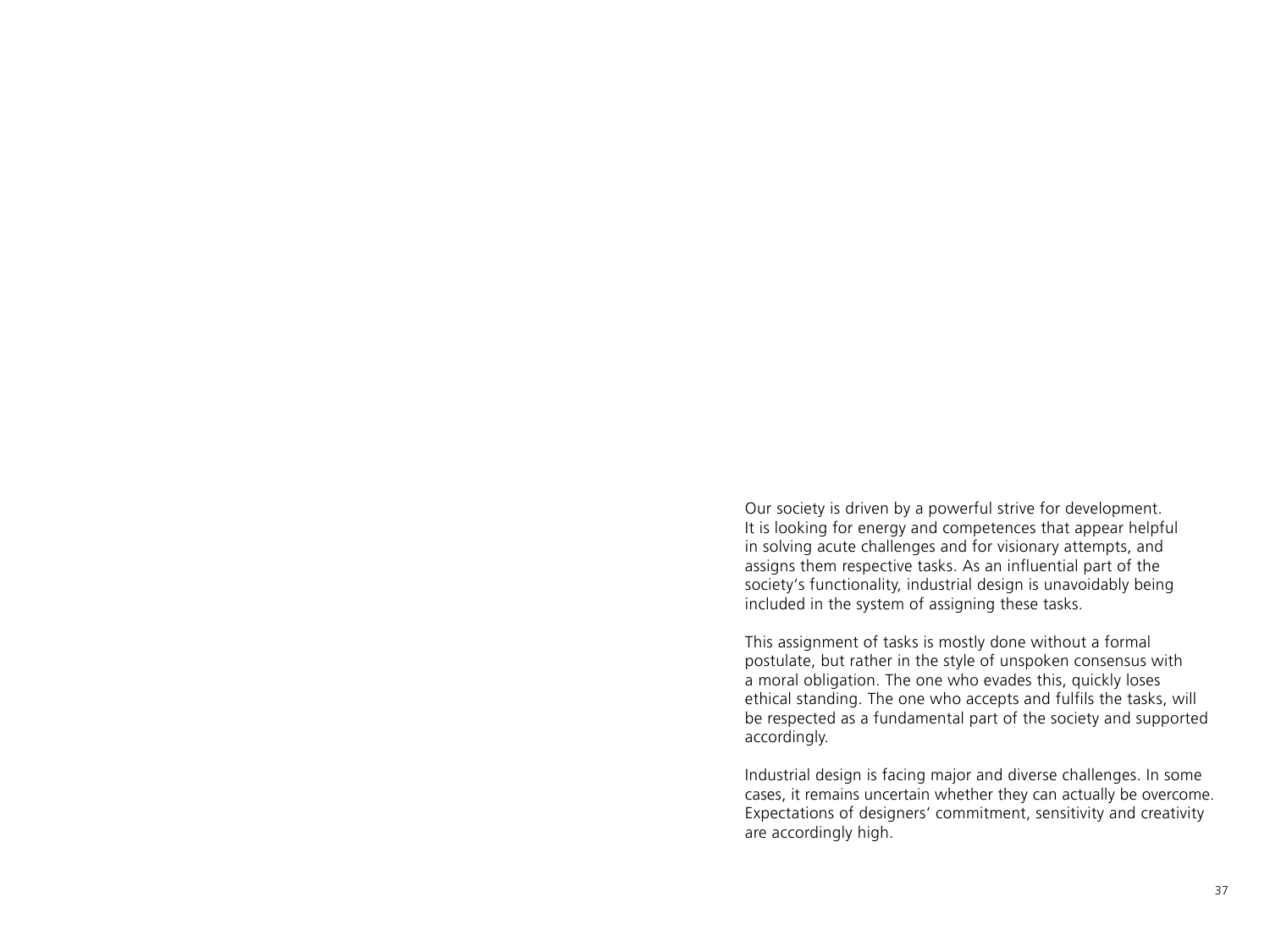Our society is driven by a powerful strive for development. It is looking for energy and competences that appear helpful in solving acute challenges and for visionary attempts, and assigns them respective tasks. As an influential part of the society's functionality, industrial design is unavoidably being included in the system of assigning these tasks.

This assignment of tasks is mostly done without a formal postulate, but rather in the style of unspoken consensus with a moral obligation. The one who evades this, quickly loses ethical standing. The one who accepts and fulfils the tasks, will be respected as a fundamental part of the society and supported accordingly.

Industrial design is facing major and diverse challenges. In some cases, it remains uncertain whether they can actually be overcome. Expectations of designers' commitment, sensitivity and creativity are accordingly high.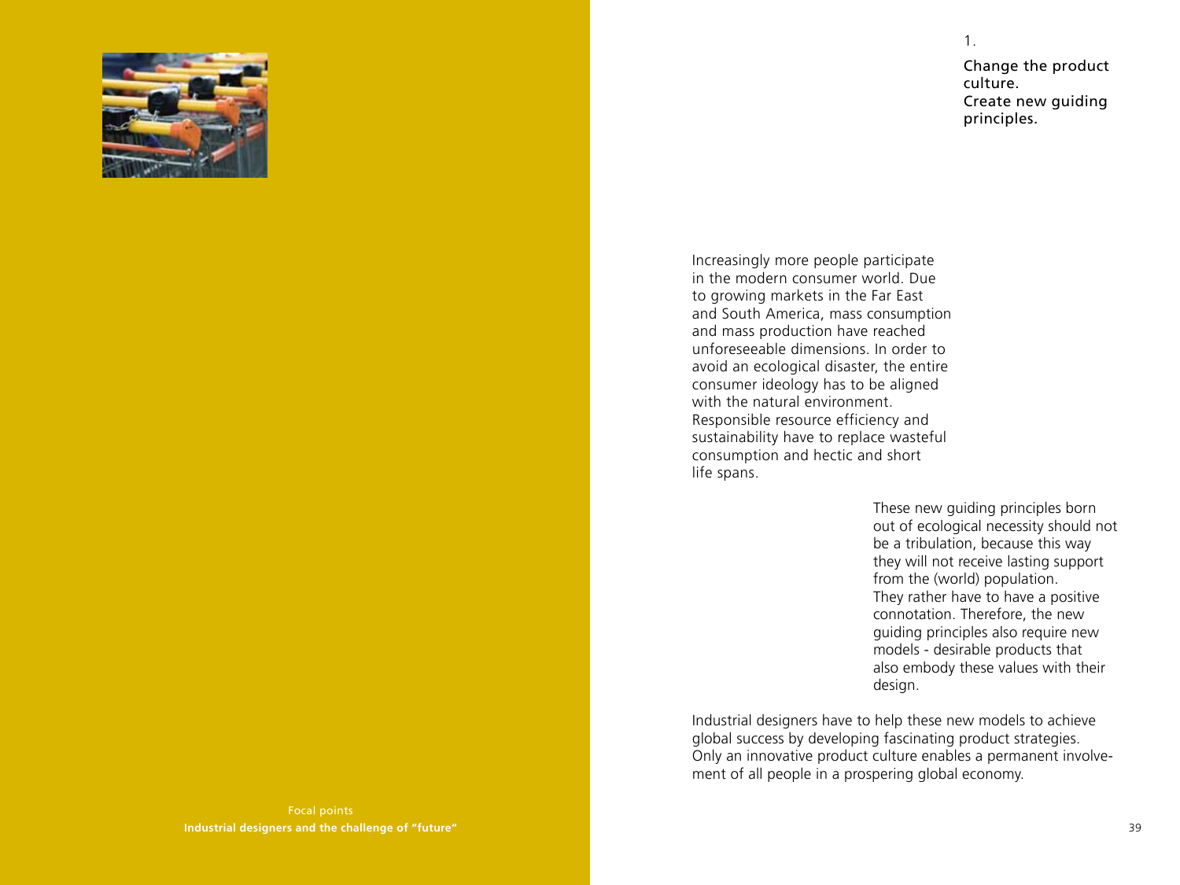## 1.

## Change the product culture. Create new guiding principles.

Increasingly more people participate in the modern consumer world. Due to growing markets in the Far East and South America, mass consumption and mass production have reached unforeseeable dimensions. In order to avoid an ecological disaster, the entire consumer ideology has to be aligned with the natural environment. Responsible resource efficiency and sustainability have to replace wasteful consumption and hectic and short life spans.

These new guiding principles born out of ecological necessity should not be a tribulation, because this way they will not receive lasting support from the (world) population. They rather have to have a positive connotation. Therefore, the new guiding principles also require new models - desirable products that also embody these values with their design.

Industrial designers have to help these new models to achieve global success by developing fascinating product strategies. Only an innovative product culture enables a permanent involvement of all people in a prospering global economy.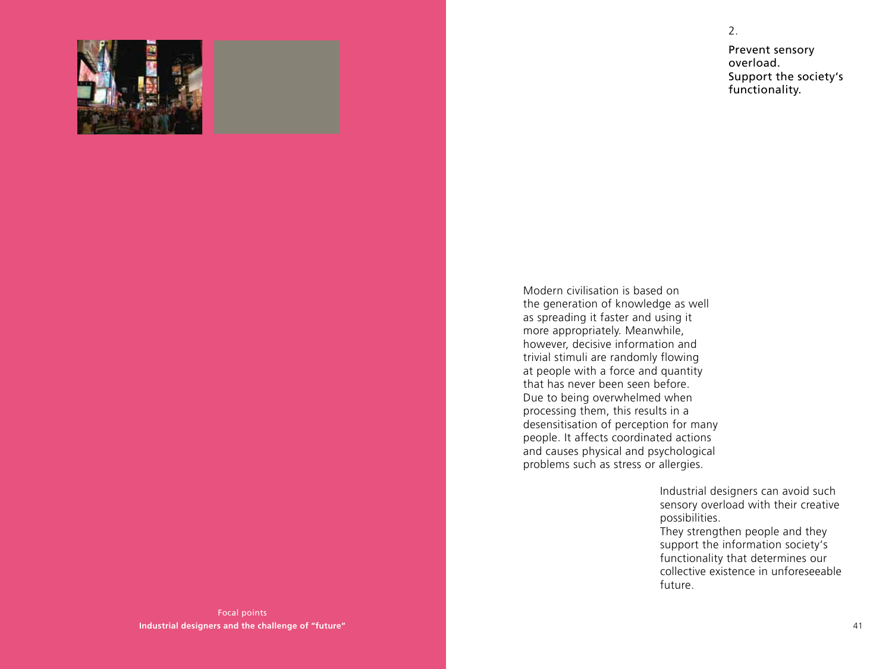## 2.

## Prevent sensory overload. Support the society's functionality.

Modern civilisation is based on the generation of knowledge as well as spreading it faster and using it more appropriately. Meanwhile, however, decisive information and trivial stimuli are randomly flowing at people with a force and quantity that has never been seen before. Due to being overwhelmed when processing them, this results in a desensitisation of perception for many people. It affects coordinated actions and causes physical and psychological problems such as stress or allergies.

Industrial designers can avoid such sensory overload with their creative possibilities.
They strengthen people and they support the information society's functionality that determines our collective existence in unforeseeable future.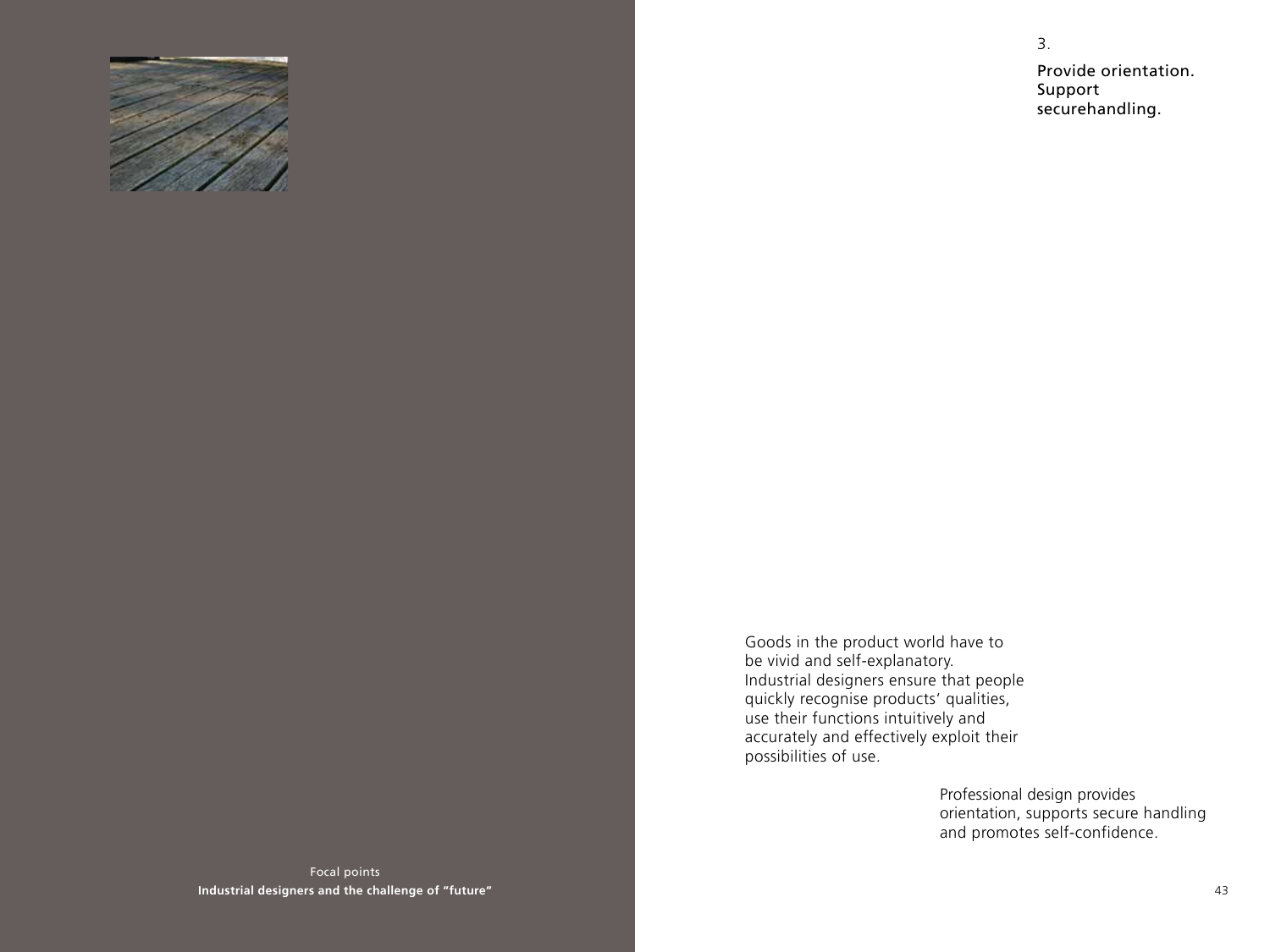3.

## Provide orientation. Support securehandling.

Goods in the product world have to be vivid and self-explanatory. Industrial designers ensure that people quickly recognise products‘ qualities, use their functions intuitively and accurately and effectively exploit their possibilities of use.

Professional design provides orientation, supports secure handling and promotes self-confidence.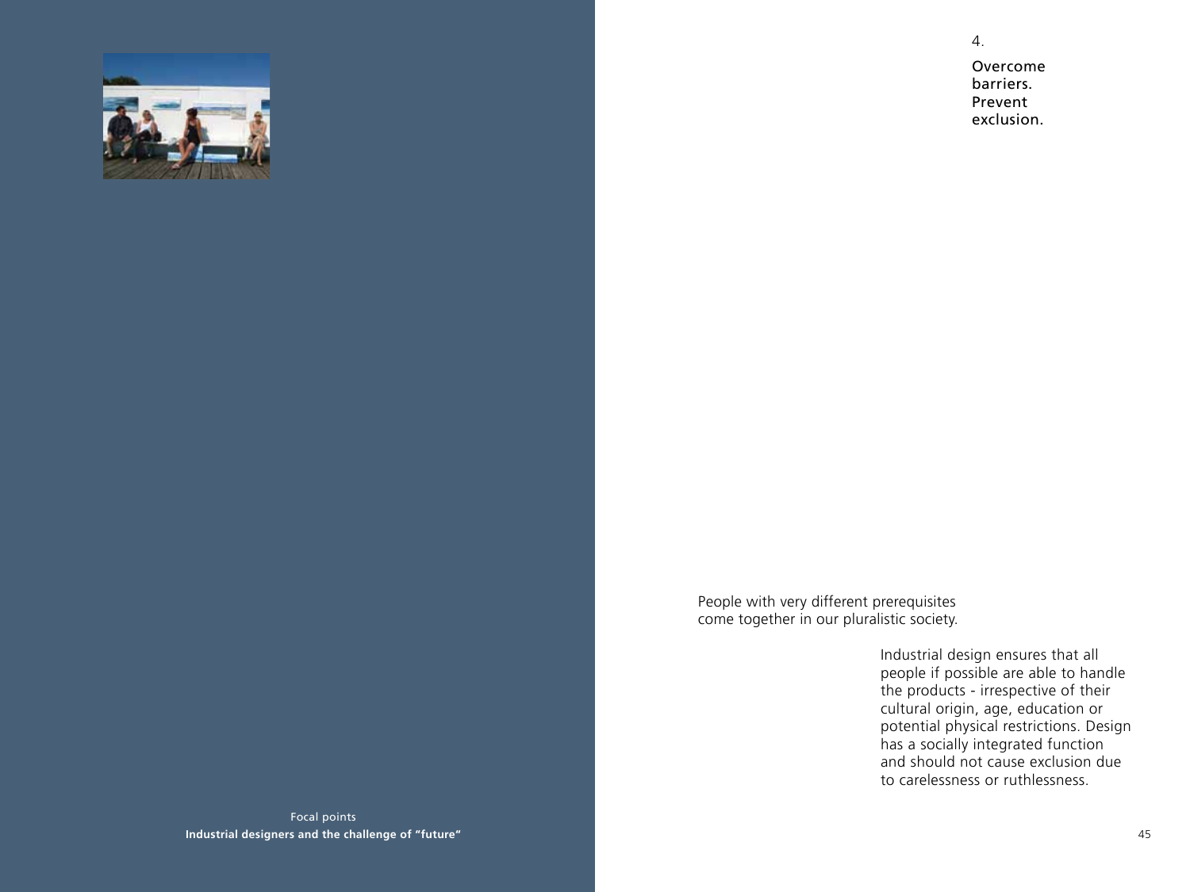## 4.

## Overcome barriers. Prevent exclusion.

People with very different prerequisites come together in our pluralistic society.

Industrial design ensures that all people if possible are able to handle the products - irrespective of their cultural origin, age, education or potential physical restrictions. Design has a socially integrated function and should not cause exclusion due to carelessness or ruthlessness.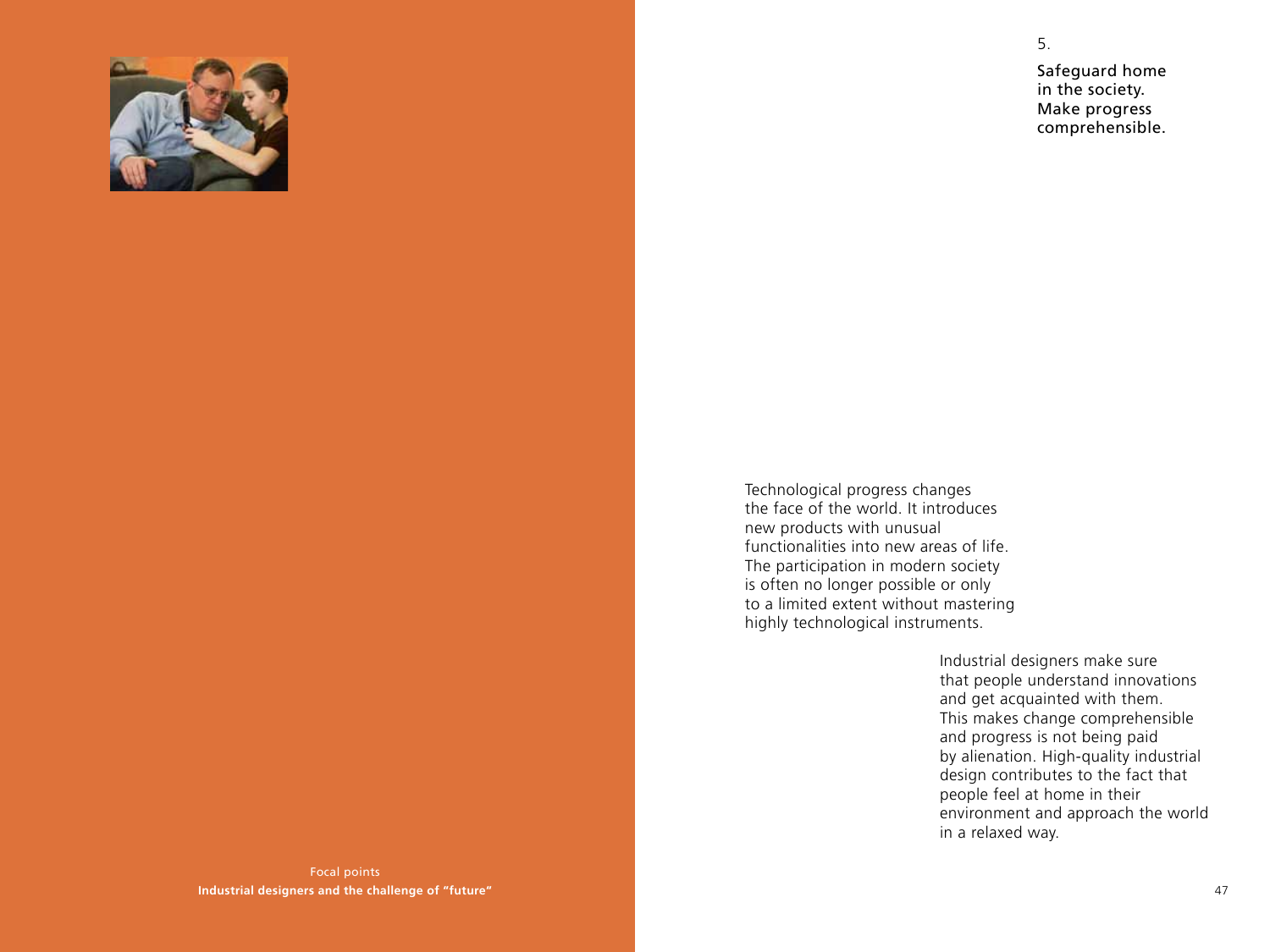5.

## Safeguard home in the society. Make progress comprehensible.

Technological progress changes the face of the world. It introduces new products with unusual functionalities into new areas of life. The participation in modern society is often no longer possible or only to a limited extent without mastering highly technological instruments.

Industrial designers make sure that people understand innovations and get acquainted with them. This makes change comprehensible and progress is not being paid by alienation. High-quality industrial design contributes to the fact that people feel at home in their environment and approach the world in a relaxed way.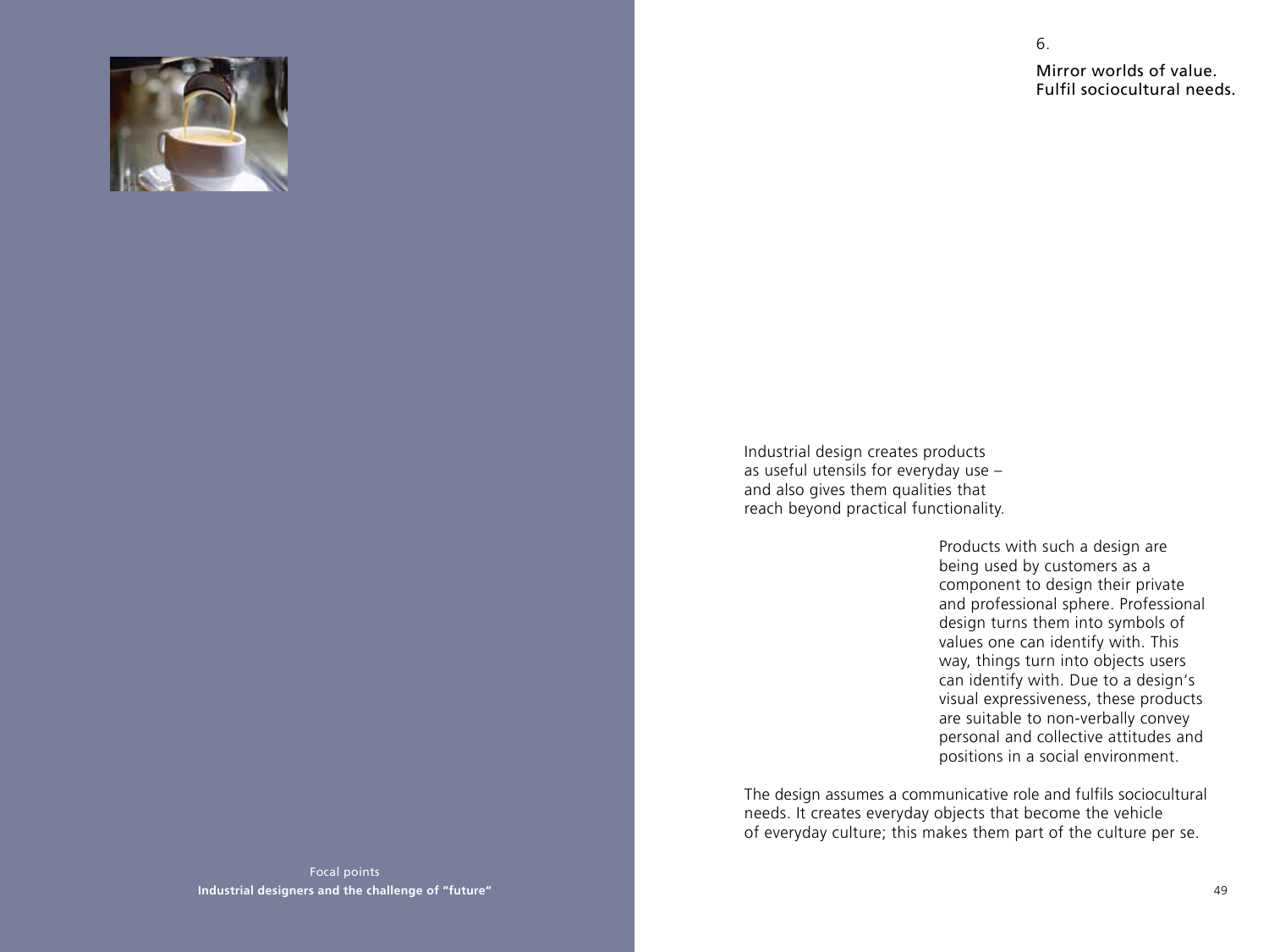## 6.

## Mirror worlds of value. Fulfil sociocultural needs.

Industrial design creates products as useful utensils for everyday use – and also gives them qualities that reach beyond practical functionality.

Products with such a design are being used by customers as a component to design their private and professional sphere. Professional design turns them into symbols of values one can identify with. This way, things turn into objects users can identify with. Due to a design's visual expressiveness, these products are suitable to non-verbally convey personal and collective attitudes and positions in a social environment.

The design assumes a communicative role and fulfils sociocultural needs. It creates everyday objects that become the vehicle of everyday culture; this makes them part of the culture per se.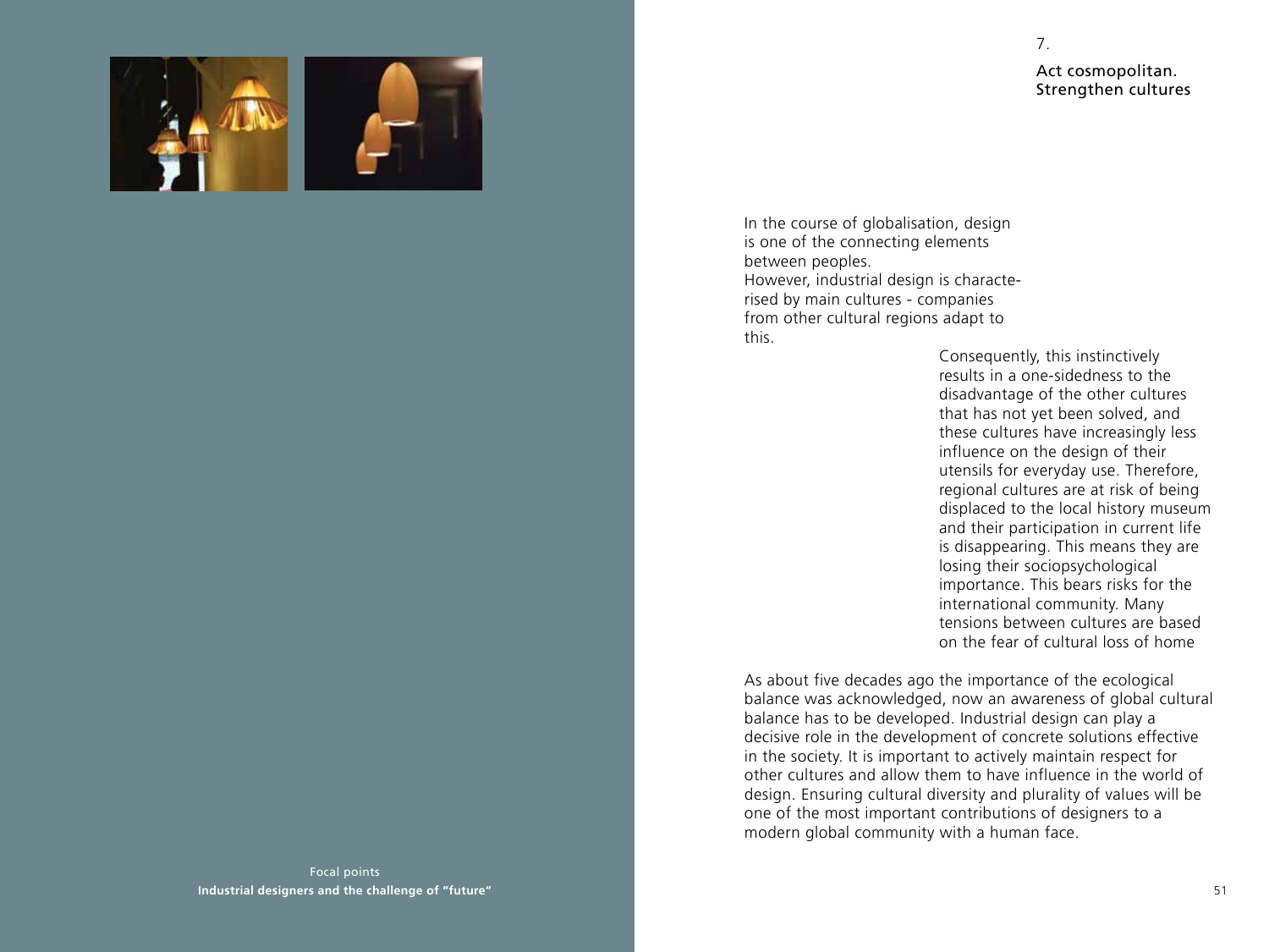## 7.

## Act cosmopolitan. Strengthen cultures

In the course of globalisation, design is one of the connecting elements between peoples.
However, industrial design is characterised by main cultures - companies from other cultural regions adapt to this.

Consequently, this instinctively results in a one-sidedness to the disadvantage of the other cultures that has not yet been solved, and these cultures have increasingly less influence on the design of their utensils for everyday use. Therefore, regional cultures are at risk of being displaced to the local history museum and their participation in current life is disappearing. This means they are losing their sociopsychological importance. This bears risks for the international community. Many tensions between cultures are based on the fear of cultural loss of home

As about five decades ago the importance of the ecological balance was acknowledged, now an awareness of global cultural balance has to be developed. Industrial design can play a decisive role in the development of concrete solutions effective in the society. It is important to actively maintain respect for other cultures and allow them to have influence in the world of design. Ensuring cultural diversity and plurality of values will be one of the most important contributions of designers to a modern global community with a human face.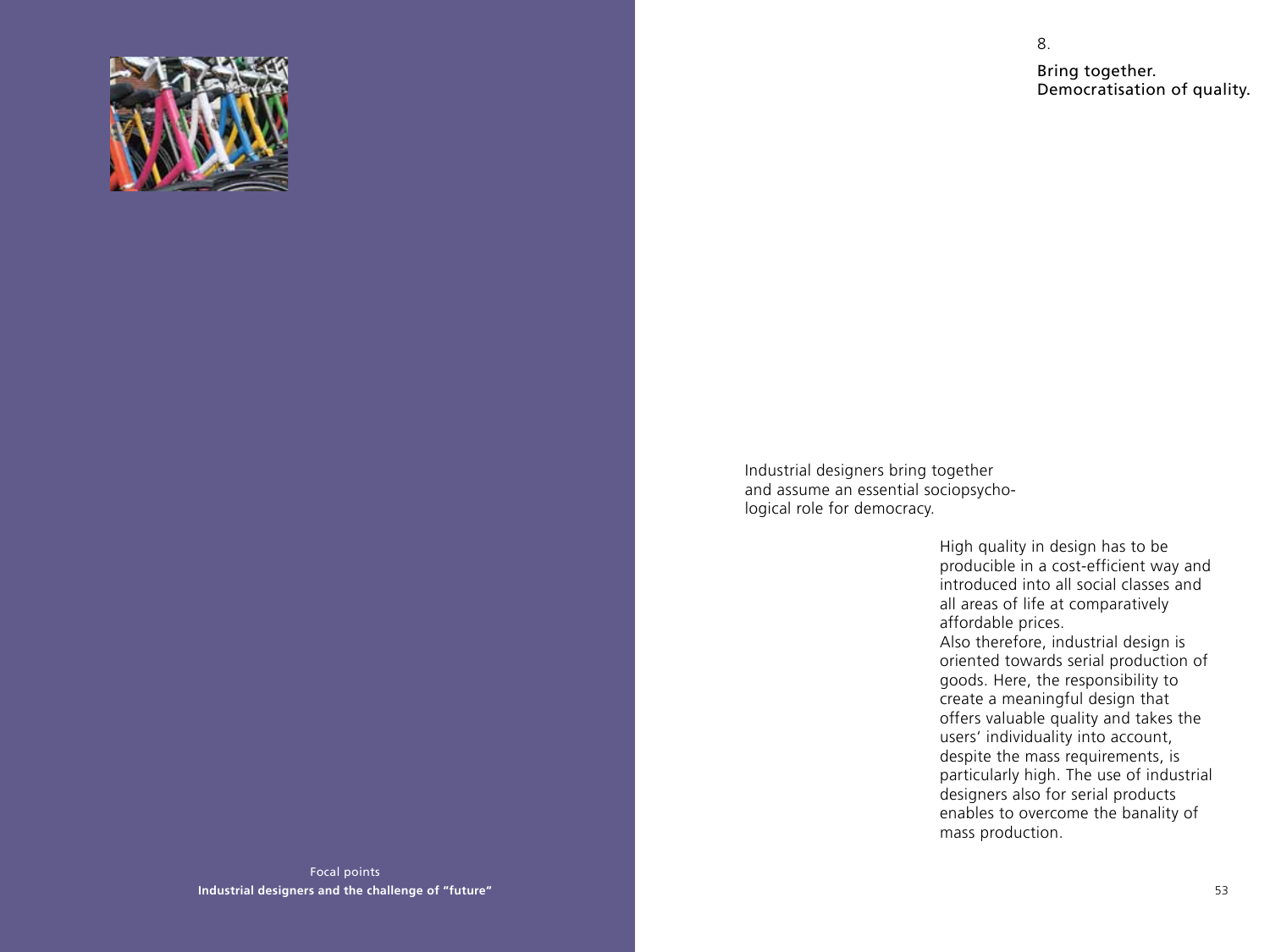## 8.

## Bring together. Democratisation of quality.

Industrial designers bring together and assume an essential sociopsychological role for democracy.

High quality in design has to be producible in a cost-efficient way and introduced into all social classes and all areas of life at comparatively affordable prices.
Also therefore, industrial design is oriented towards serial production of goods. Here, the responsibility to create a meaningful design that offers valuable quality and takes the users' individuality into account, despite the mass requirements, is particularly high. The use of industrial designers also for serial products enables to overcome the banality of mass production.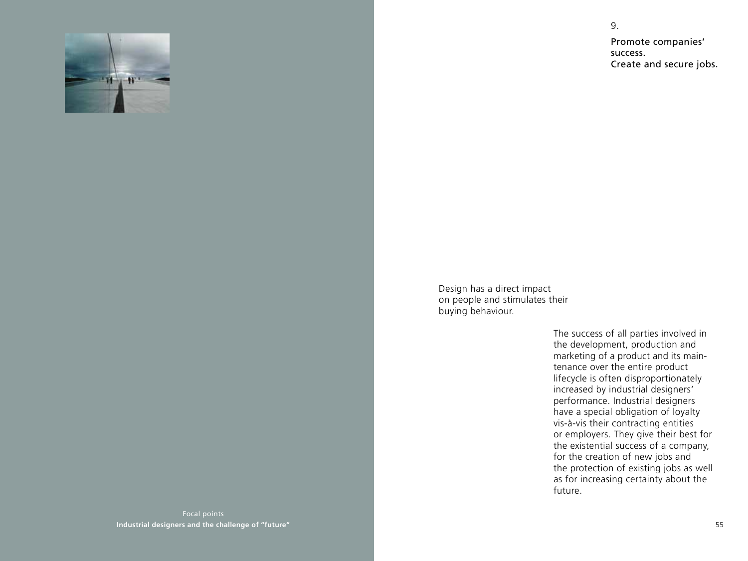## 9.

## Promote companies' success. Create and secure jobs.

Design has a direct impact on people and stimulates their buying behaviour.

The success of all parties involved in the development, production and marketing of a product and its maintenance over the entire product lifecycle is often disproportionately increased by industrial designers' performance. Industrial designers have a special obligation of loyalty vis-à-vis their contracting entities or employers. They give their best for the existential success of a company, for the creation of new jobs and the protection of existing jobs as well as for increasing certainty about the future.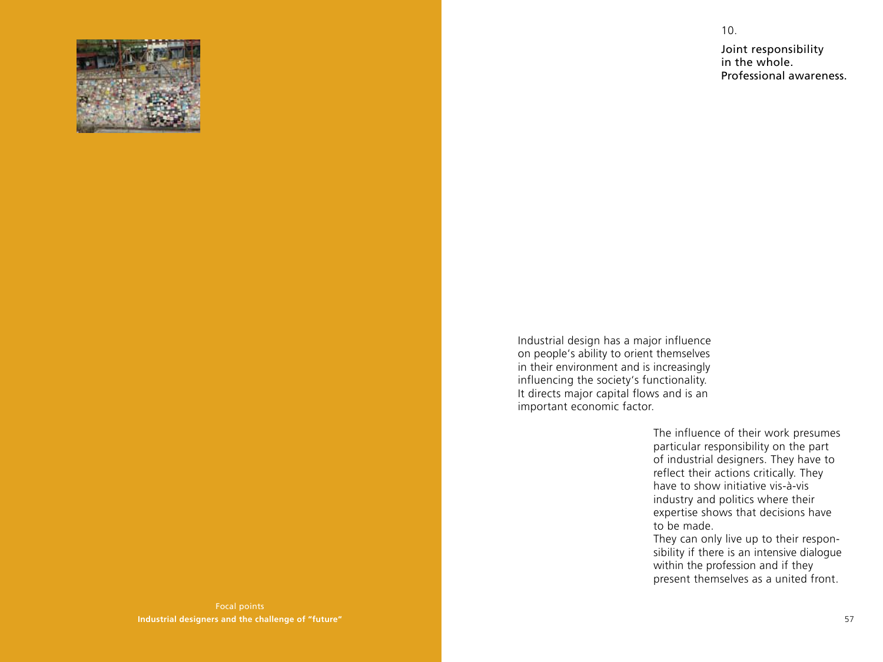## 10.

## Joint responsibility in the whole. Professional awareness.

Industrial design has a major influence on people's ability to orient themselves in their environment and is increasingly influencing the society's functionality. It directs major capital flows and is an important economic factor.

The influence of their work presumes particular responsibility on the part of industrial designers. They have to reflect their actions critically. They have to show initiative vis-à-vis industry and politics where their expertise shows that decisions have to be made.
They can only live up to their responsibility if there is an intensive dialogue within the profession and if they present themselves as a united front.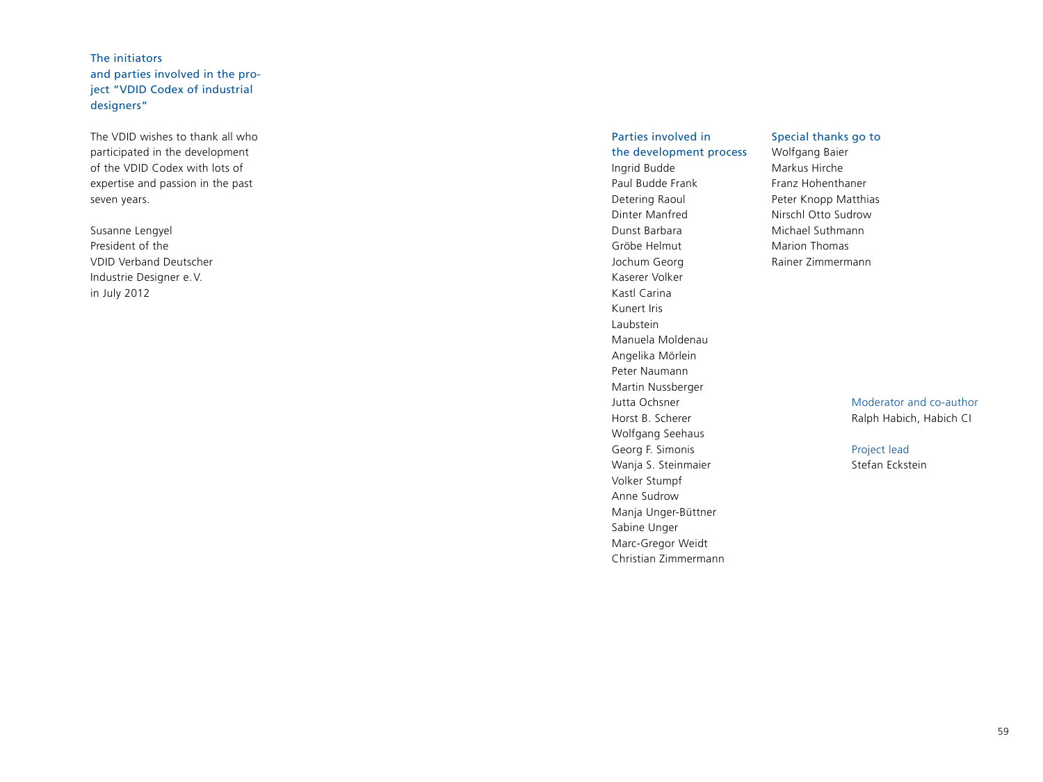## The initiators and parties involved in the project "VDID Codex of industrial designers"

The VDID wishes to thank all who participated in the development of the VDID Codex with lots of expertise and passion in the past seven years.

Susanne Lengyel
President of the
VDID Verband Deutscher
Industrie Designer e. V.
in July 2012

### Parties involved in the development process

Ingrid Budde
Paul Budde Frank
Detering Raoul
Dinter Manfred
Dunst Barbara
Gröbe Helmut
Jochum Georg
Kaserer Volker
Kastl Carina
Kunert Iris
Laubstein
Manuela Moldenau
Angelika Mörlein
Peter Naumann
Martin Nussberger
Jutta Ochsner
Horst B. Scherer
Wolfgang Seehaus
Georg F. Simonis
Wanja S. Steinmaier
Volker Stumpf
Anne Sudrow
Manja Unger-Büttner
Sabine Unger
Marc-Gregor Weidt
Christian Zimmermann

### Special thanks go to

Wolfgang Baier
Markus Hirche
Franz Hohenthaner
Peter Knopp Matthias
Nirschl Otto Sudrow
Michael Suthmann
Marion Thomas
Rainer Zimmermann

### Moderator and co-author

Ralph Habich, Habich CI

### Project lead

Stefan Eckstein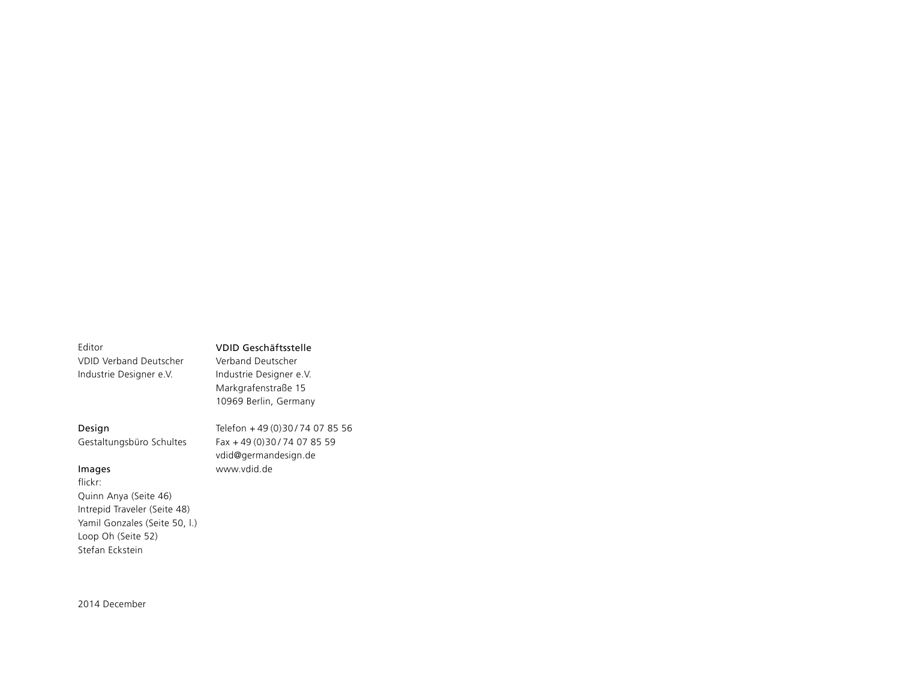Editor
VDID Verband Deutscher
Industrie Designer e.V.

**Design**
Gestaltungsbüro Schultes

**Images**
flickr:
Quinn Anya (Seite 46)
Intrepid Traveler (Seite 48)
Yamil Gonzales (Seite 50, l.)
Loop Oh (Seite 52)
Stefan Eckstein

**VDID Geschäftsstelle**
Verband Deutscher
Industrie Designer e.V.
Markgrafenstraße 15
10969 Berlin, Germany

Telefon + 49 (0)30 / 74 07 85 56
Fax + 49 (0)30 / 74 07 85 59
vdid@germandesign.de
www.vdid.de

2014 December